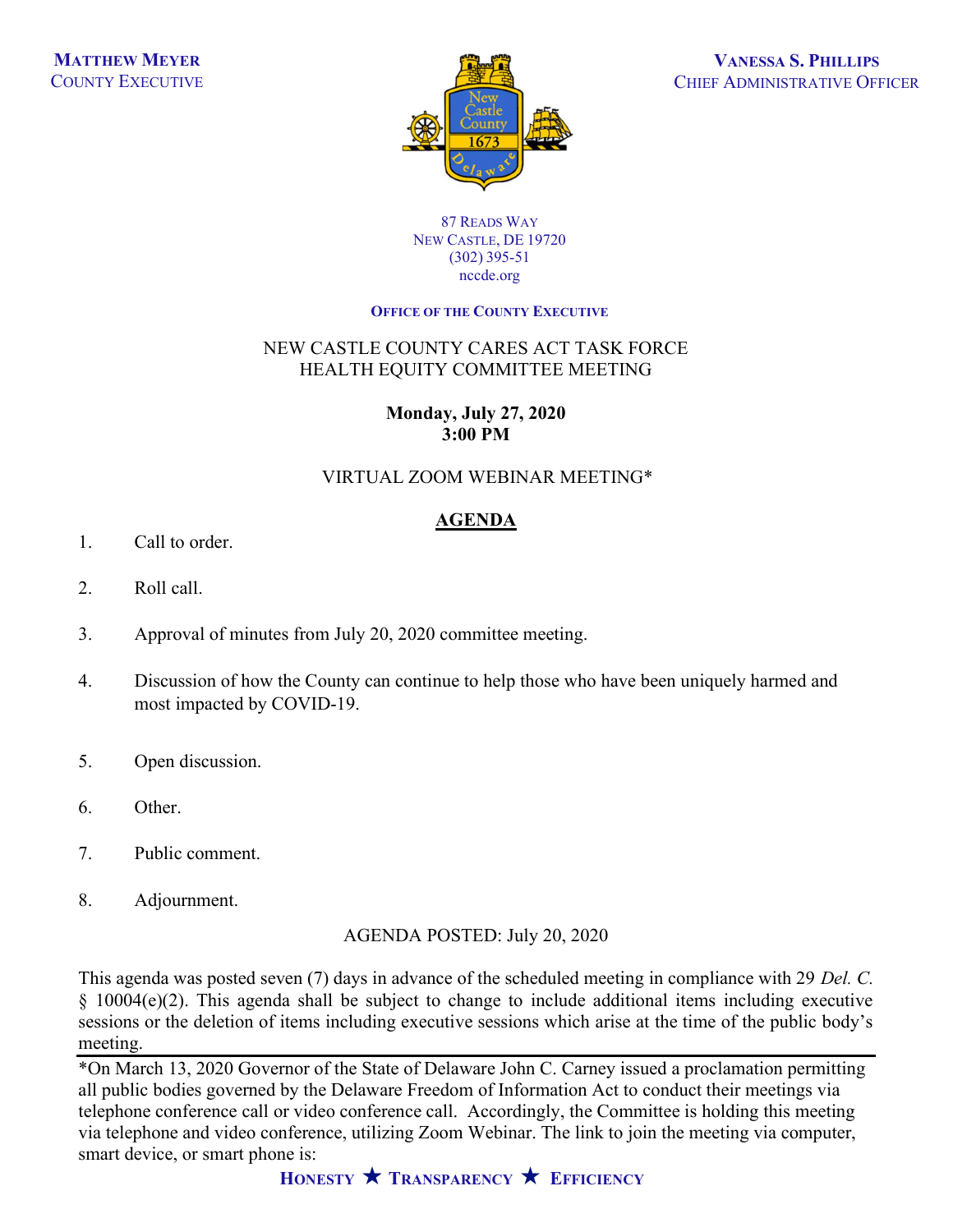**MATTHEW MEYER**
COUNTY EXECUTIVE

**VANESSA S. PHILLIPS**
CHIEF ADMINISTRATIVE OFFICER

87 READS WAY
NEW CASTLE, DE 19720
(302) 395-51
nccde.org

**OFFICE OF THE COUNTY EXECUTIVE**

# NEW CASTLE COUNTY CARES ACT TASK FORCE HEALTH EQUITY COMMITTEE MEETING

**Monday, July 27, 2020**
**3:00 PM**

VIRTUAL ZOOM WEBINAR MEETING*

## AGENDA

1. Call to order.

2. Roll call.

3. Approval of minutes from July 20, 2020 committee meeting.

4. Discussion of how the County can continue to help those who have been uniquely harmed and most impacted by COVID-19.

5. Open discussion.

6. Other.

7. Public comment.

8. Adjournment.

AGENDA POSTED: July 20, 2020

This agenda was posted seven (7) days in advance of the scheduled meeting in compliance with 29 *Del. C.* § 10004(e)(2). This agenda shall be subject to change to include additional items including executive sessions or the deletion of items including executive sessions which arise at the time of the public body's meeting.

---

*On March 13, 2020 Governor of the State of Delaware John C. Carney issued a proclamation permitting all public bodies governed by the Delaware Freedom of Information Act to conduct their meetings via telephone conference call or video conference call. Accordingly, the Committee is holding this meeting via telephone and video conference, utilizing Zoom Webinar. The link to join the meeting via computer, smart device, or smart phone is:

**HONESTY ★ TRANSPARENCY ★ EFFICIENCY**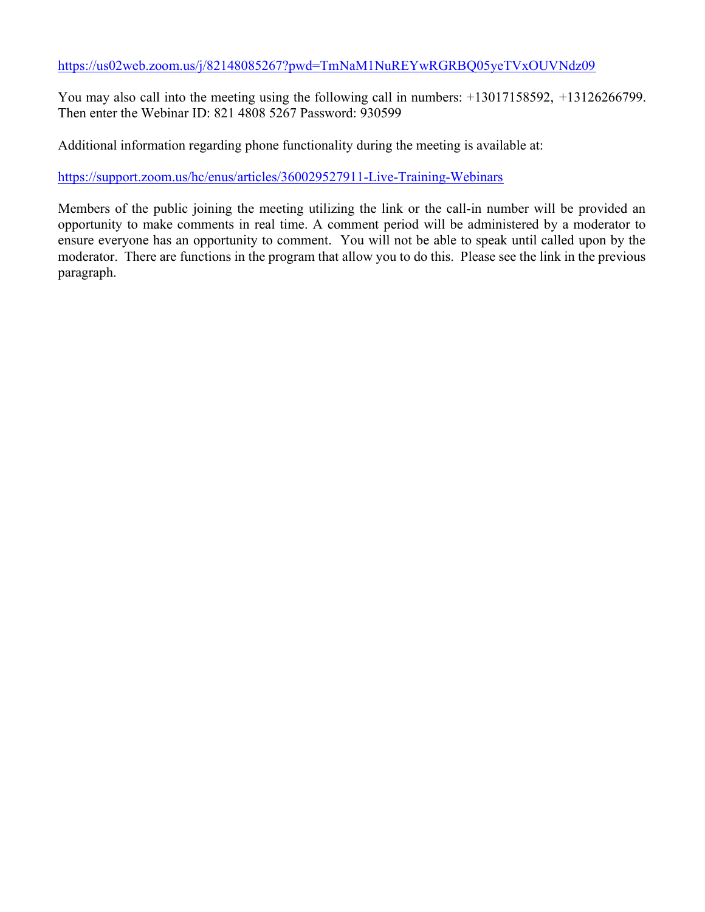https://us02web.zoom.us/j/82148085267?pwd=TmNaM1NuREYwRGRBQ05yeTVxOUVNdz09

You may also call into the meeting using the following call in numbers: +13017158592, +13126266799. Then enter the Webinar ID: 821 4808 5267 Password: 930599

Additional information regarding phone functionality during the meeting is available at:

https://support.zoom.us/hc/enus/articles/360029527911-Live-Training-Webinars

Members of the public joining the meeting utilizing the link or the call-in number will be provided an opportunity to make comments in real time. A comment period will be administered by a moderator to ensure everyone has an opportunity to comment. You will not be able to speak until called upon by the moderator. There are functions in the program that allow you to do this. Please see the link in the previous paragraph.